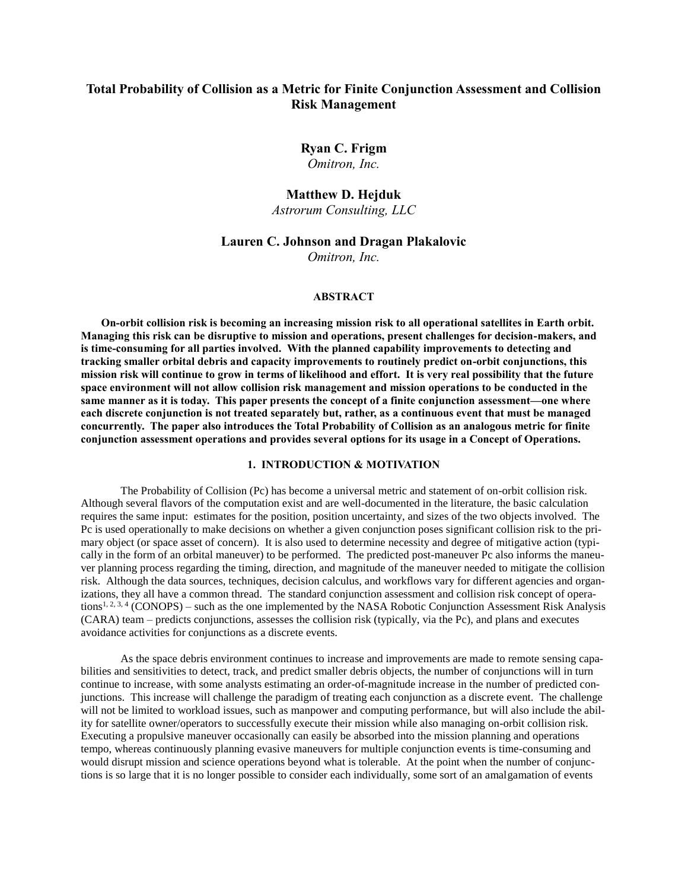# Total Probability of Collision as a Metric for Finite Conjunction Assessment and Collision Risk Management

**Ryan C. Frigm**
*Omitron, Inc.*

**Matthew D. Hejduk**
*Astrorum Consulting, LLC*

**Lauren C. Johnson and Dragan Plakalovic**
*Omitron, Inc.*

## ABSTRACT

**On-orbit collision risk is becoming an increasing mission risk to all operational satellites in Earth orbit. Managing this risk can be disruptive to mission and operations, present challenges for decision-makers, and is time-consuming for all parties involved. With the planned capability improvements to detecting and tracking smaller orbital debris and capacity improvements to routinely predict on-orbit conjunctions, this mission risk will continue to grow in terms of likelihood and effort. It is very real possibility that the future space environment will not allow collision risk management and mission operations to be conducted in the same manner as it is today. This paper presents the concept of a finite conjunction assessment—one where each discrete conjunction is not treated separately but, rather, as a continuous event that must be managed concurrently. The paper also introduces the Total Probability of Collision as an analogous metric for finite conjunction assessment operations and provides several options for its usage in a Concept of Operations.**

## 1. INTRODUCTION & MOTIVATION

The Probability of Collision (Pc) has become a universal metric and statement of on-orbit collision risk. Although several flavors of the computation exist and are well-documented in the literature, the basic calculation requires the same input: estimates for the position, position uncertainty, and sizes of the two objects involved. The Pc is used operationally to make decisions on whether a given conjunction poses significant collision risk to the primary object (or space asset of concern). It is also used to determine necessity and degree of mitigative action (typically in the form of an orbital maneuver) to be performed. The predicted post-maneuver Pc also informs the maneuver planning process regarding the timing, direction, and magnitude of the maneuver needed to mitigate the collision risk. Although the data sources, techniques, decision calculus, and workflows vary for different agencies and organizations, they all have a common thread. The standard conjunction assessment and collision risk concept of operations[1, 2, 3, 4] (CONOPS) – such as the one implemented by the NASA Robotic Conjunction Assessment Risk Analysis (CARA) team – predicts conjunctions, assesses the collision risk (typically, via the Pc), and plans and executes avoidance activities for conjunctions as a discrete events.

As the space debris environment continues to increase and improvements are made to remote sensing capabilities and sensitivities to detect, track, and predict smaller debris objects, the number of conjunctions will in turn continue to increase, with some analysts estimating an order-of-magnitude increase in the number of predicted conjunctions. This increase will challenge the paradigm of treating each conjunction as a discrete event. The challenge will not be limited to workload issues, such as manpower and computing performance, but will also include the ability for satellite owner/operators to successfully execute their mission while also managing on-orbit collision risk. Executing a propulsive maneuver occasionally can easily be absorbed into the mission planning and operations tempo, whereas continuously planning evasive maneuvers for multiple conjunction events is time-consuming and would disrupt mission and science operations beyond what is tolerable. At the point when the number of conjunctions is so large that it is no longer possible to consider each individually, some sort of an amalgamation of events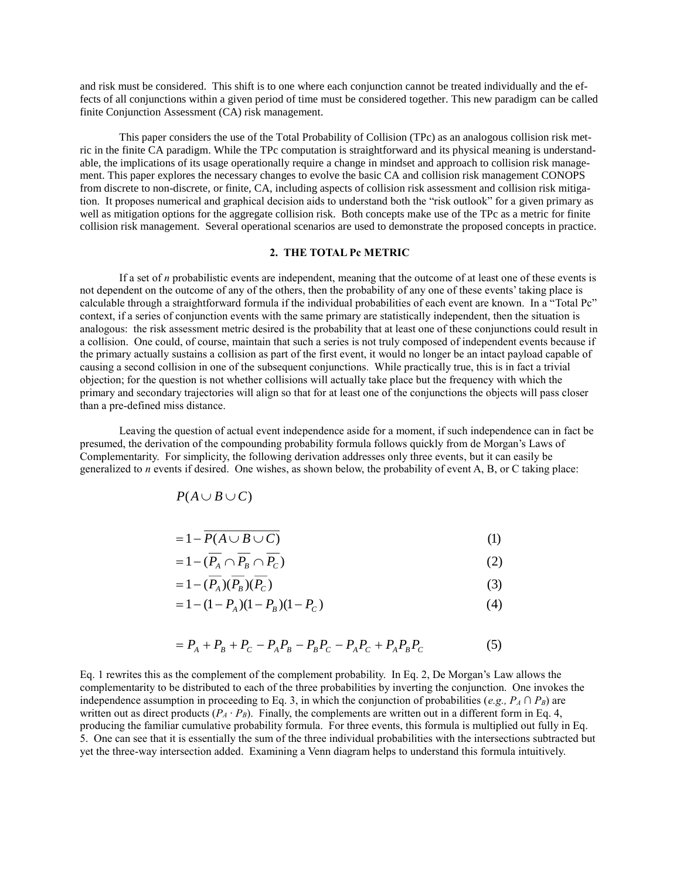and risk must be considered. This shift is to one where each conjunction cannot be treated individually and the effects of all conjunctions within a given period of time must be considered together. This new paradigm can be called finite Conjunction Assessment (CA) risk management.

This paper considers the use of the Total Probability of Collision (TPc) as an analogous collision risk metric in the finite CA paradigm. While the TPc computation is straightforward and its physical meaning is understandable, the implications of its usage operationally require a change in mindset and approach to collision risk management. This paper explores the necessary changes to evolve the basic CA and collision risk management CONOPS from discrete to non-discrete, or finite, CA, including aspects of collision risk assessment and collision risk mitigation. It proposes numerical and graphical decision aids to understand both the "risk outlook" for a given primary as well as mitigation options for the aggregate collision risk. Both concepts make use of the TPc as a metric for finite collision risk management. Several operational scenarios are used to demonstrate the proposed concepts in practice.

## 2. THE TOTAL Pc METRIC

If a set of *n* probabilistic events are independent, meaning that the outcome of at least one of these events is not dependent on the outcome of any of the others, then the probability of any one of these events' taking place is calculable through a straightforward formula if the individual probabilities of each event are known. In a "Total Pc" context, if a series of conjunction events with the same primary are statistically independent, then the situation is analogous: the risk assessment metric desired is the probability that at least one of these conjunctions could result in a collision. One could, of course, maintain that such a series is not truly composed of independent events because if the primary actually sustains a collision as part of the first event, it would no longer be an intact payload capable of causing a second collision in one of the subsequent conjunctions. While practically true, this is in fact a trivial objection; for the question is not whether collisions will actually take place but the frequency with which the primary and secondary trajectories will align so that for at least one of the conjunctions the objects will pass closer than a pre-defined miss distance.

Leaving the question of actual event independence aside for a moment, if such independence can in fact be presumed, the derivation of the compounding probability formula follows quickly from de Morgan's Laws of Complementarity. For simplicity, the following derivation addresses only three events, but it can easily be generalized to *n* events if desired. One wishes, as shown below, the probability of event A, B, or C taking place:

$$P(A \cup B \cup C)$$

$$= 1 - \overline{P(A \cup B \cup C)} \tag{1}$$

$$= 1 - (\overline{P_A} \cap \overline{P_B} \cap \overline{P_C}) \tag{2}$$

$$= 1 - (\overline{P_A})(\overline{P_B})(\overline{P_C}) \tag{3}$$

$$= 1 - (1 - P_A)(1 - P_B)(1 - P_C) \tag{4}$$

$$= P_A + P_B + P_C - P_A P_B - P_B P_C - P_A P_C + P_A P_B P_C \tag{5}$$

Eq. 1 rewrites this as the complement of the complement probability. In Eq. 2, De Morgan's Law allows the complementarity to be distributed to each of the three probabilities by inverting the conjunction. One invokes the independence assumption in proceeding to Eq. 3, in which the conjunction of probabilities (*e.g.,* $P_A \cap P_B$) are written out as direct products ($P_A \cdot P_B$). Finally, the complements are written out in a different form in Eq. 4, producing the familiar cumulative probability formula. For three events, this formula is multiplied out fully in Eq. 5. One can see that it is essentially the sum of the three individual probabilities with the intersections subtracted but yet the three-way intersection added. Examining a Venn diagram helps to understand this formula intuitively.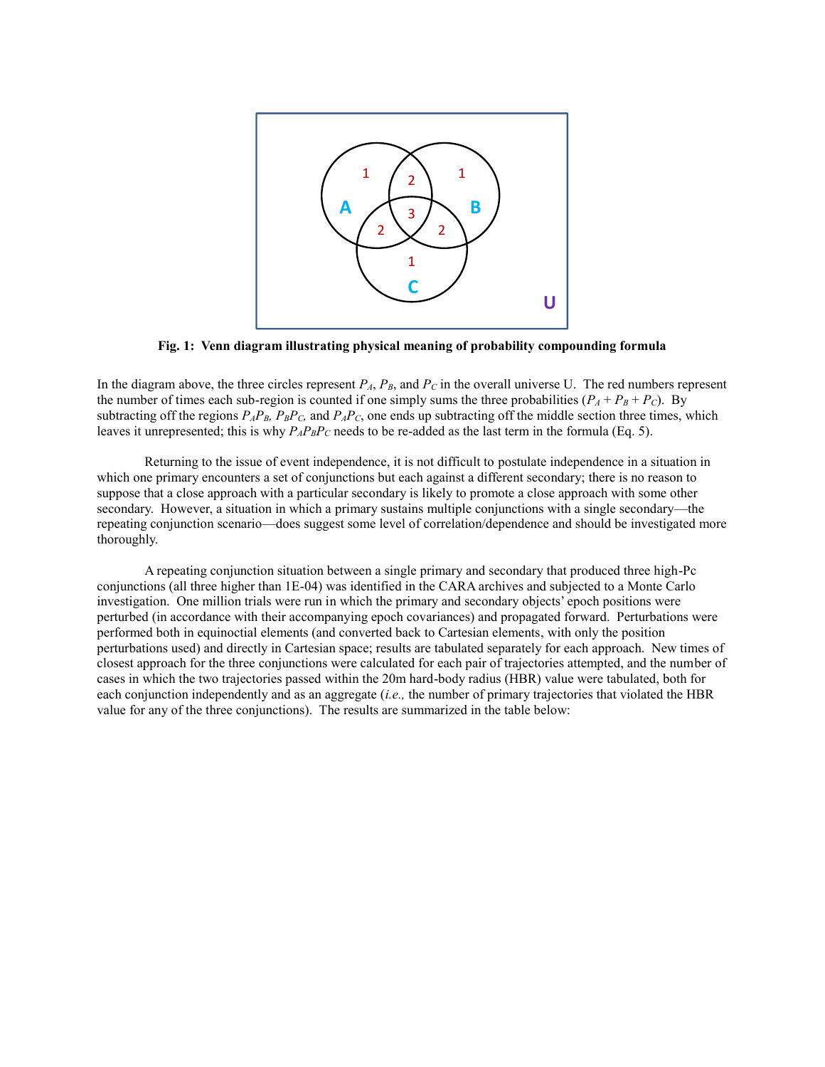**Fig. 1: Venn diagram illustrating physical meaning of probability compounding formula**

In the diagram above, the three circles represent $P_A$, $P_B$, and $P_C$ in the overall universe U. The red numbers represent the number of times each sub-region is counted if one simply sums the three probabilities ($P_A + P_B + P_C$). By subtracting off the regions $P_AP_B$, $P_BP_C$, and $P_AP_C$, one ends up subtracting off the middle section three times, which leaves it unrepresented; this is why $P_AP_BP_C$ needs to be re-added as the last term in the formula (Eq. 5).

Returning to the issue of event independence, it is not difficult to postulate independence in a situation in which one primary encounters a set of conjunctions but each against a different secondary; there is no reason to suppose that a close approach with a particular secondary is likely to promote a close approach with some other secondary. However, a situation in which a primary sustains multiple conjunctions with a single secondary—the repeating conjunction scenario—does suggest some level of correlation/dependence and should be investigated more thoroughly.

A repeating conjunction situation between a single primary and secondary that produced three high-Pc conjunctions (all three higher than 1E-04) was identified in the CARA archives and subjected to a Monte Carlo investigation. One million trials were run in which the primary and secondary objects' epoch positions were perturbed (in accordance with their accompanying epoch covariances) and propagated forward. Perturbations were performed both in equinoctial elements (and converted back to Cartesian elements, with only the position perturbations used) and directly in Cartesian space; results are tabulated separately for each approach. New times of closest approach for the three conjunctions were calculated for each pair of trajectories attempted, and the number of cases in which the two trajectories passed within the 20m hard-body radius (HBR) value were tabulated, both for each conjunction independently and as an aggregate (*i.e.,* the number of primary trajectories that violated the HBR value for any of the three conjunctions). The results are summarized in the table below: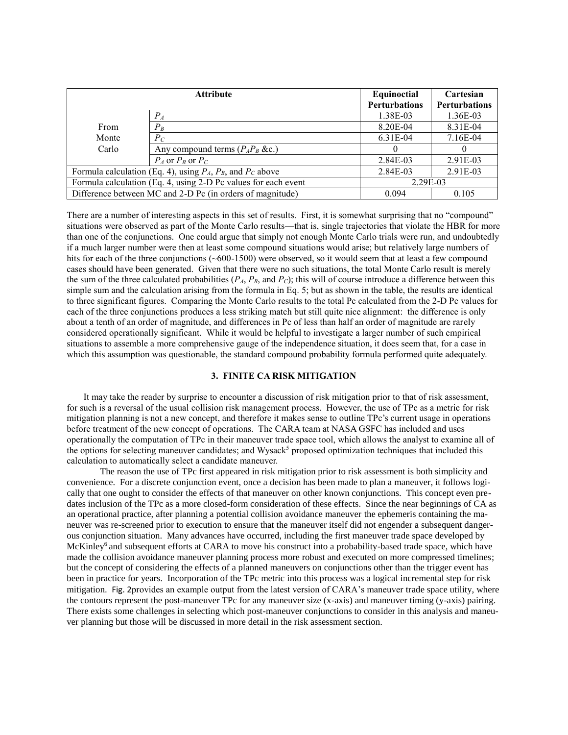| Attribute | | Equinoctial Perturbations | Cartesian Perturbations |
|---|---|---|---|
| From Monte Carlo | $P_A$ | 1.38E-03 | 1.36E-03 |
| | $P_B$ | 8.20E-04 | 8.31E-04 |
| | $P_C$ | 6.31E-04 | 7.16E-04 |
| | Any compound terms ($P_A P_B$ &c.) | 0 | 0 |
| | $P_A$ or $P_B$ or $P_C$ | 2.84E-03 | 2.91E-03 |
| Formula calculation (Eq. 4), using $P_A$, $P_B$, and $P_C$ above | | 2.84E-03 | 2.91E-03 |
| Formula calculation (Eq. 4, using 2-D Pc values for each event | | 2.29E-03 | |
| Difference between MC and 2-D Pc (in orders of magnitude) | | 0.094 | 0.105 |

There are a number of interesting aspects in this set of results. First, it is somewhat surprising that no "compound" situations were observed as part of the Monte Carlo results—that is, single trajectories that violate the HBR for more than one of the conjunctions. One could argue that simply not enough Monte Carlo trials were run, and undoubtedly if a much larger number were then at least some compound situations would arise; but relatively large numbers of hits for each of the three conjunctions (~600-1500) were observed, so it would seem that at least a few compound cases should have been generated. Given that there were no such situations, the total Monte Carlo result is merely the sum of the three calculated probabilities ($P_A$, $P_B$, and $P_C$); this will of course introduce a difference between this simple sum and the calculation arising from the formula in Eq. 5; but as shown in the table, the results are identical to three significant figures. Comparing the Monte Carlo results to the total Pc calculated from the 2-D Pc values for each of the three conjunctions produces a less striking match but still quite nice alignment: the difference is only about a tenth of an order of magnitude, and differences in Pc of less than half an order of magnitude are rarely considered operationally significant. While it would be helpful to investigate a larger number of such empirical situations to assemble a more comprehensive gauge of the independence situation, it does seem that, for a case in which this assumption was questionable, the standard compound probability formula performed quite adequately.

## 3. FINITE CA RISK MITIGATION

It may take the reader by surprise to encounter a discussion of risk mitigation prior to that of risk assessment, for such is a reversal of the usual collision risk management process. However, the use of TPc as a metric for risk mitigation planning is not a new concept, and therefore it makes sense to outline TPc's current usage in operations before treatment of the new concept of operations. The CARA team at NASA GSFC has included and uses operationally the computation of TPc in their maneuver trade space tool, which allows the analyst to examine all of the options for selecting maneuver candidates; and Wysack[5] proposed optimization techniques that included this calculation to automatically select a candidate maneuver.

The reason the use of TPc first appeared in risk mitigation prior to risk assessment is both simplicity and convenience. For a discrete conjunction event, once a decision has been made to plan a maneuver, it follows logically that one ought to consider the effects of that maneuver on other known conjunctions. This concept even predates inclusion of the TPc as a more closed-form consideration of these effects. Since the near beginnings of CA as an operational practice, after planning a potential collision avoidance maneuver the ephemeris containing the maneuver was re-screened prior to execution to ensure that the maneuver itself did not engender a subsequent dangerous conjunction situation. Many advances have occurred, including the first maneuver trade space developed by McKinley[6] and subsequent efforts at CARA to move his construct into a probability-based trade space, which have made the collision avoidance maneuver planning process more robust and executed on more compressed timelines; but the concept of considering the effects of a planned maneuvers on conjunctions other than the trigger event has been in practice for years. Incorporation of the TPc metric into this process was a logical incremental step for risk mitigation. Fig. 2provides an example output from the latest version of CARA's maneuver trade space utility, where the contours represent the post-maneuver TPc for any maneuver size (x-axis) and maneuver timing (y-axis) pairing. There exists some challenges in selecting which post-maneuver conjunctions to consider in this analysis and maneuver planning but those will be discussed in more detail in the risk assessment section.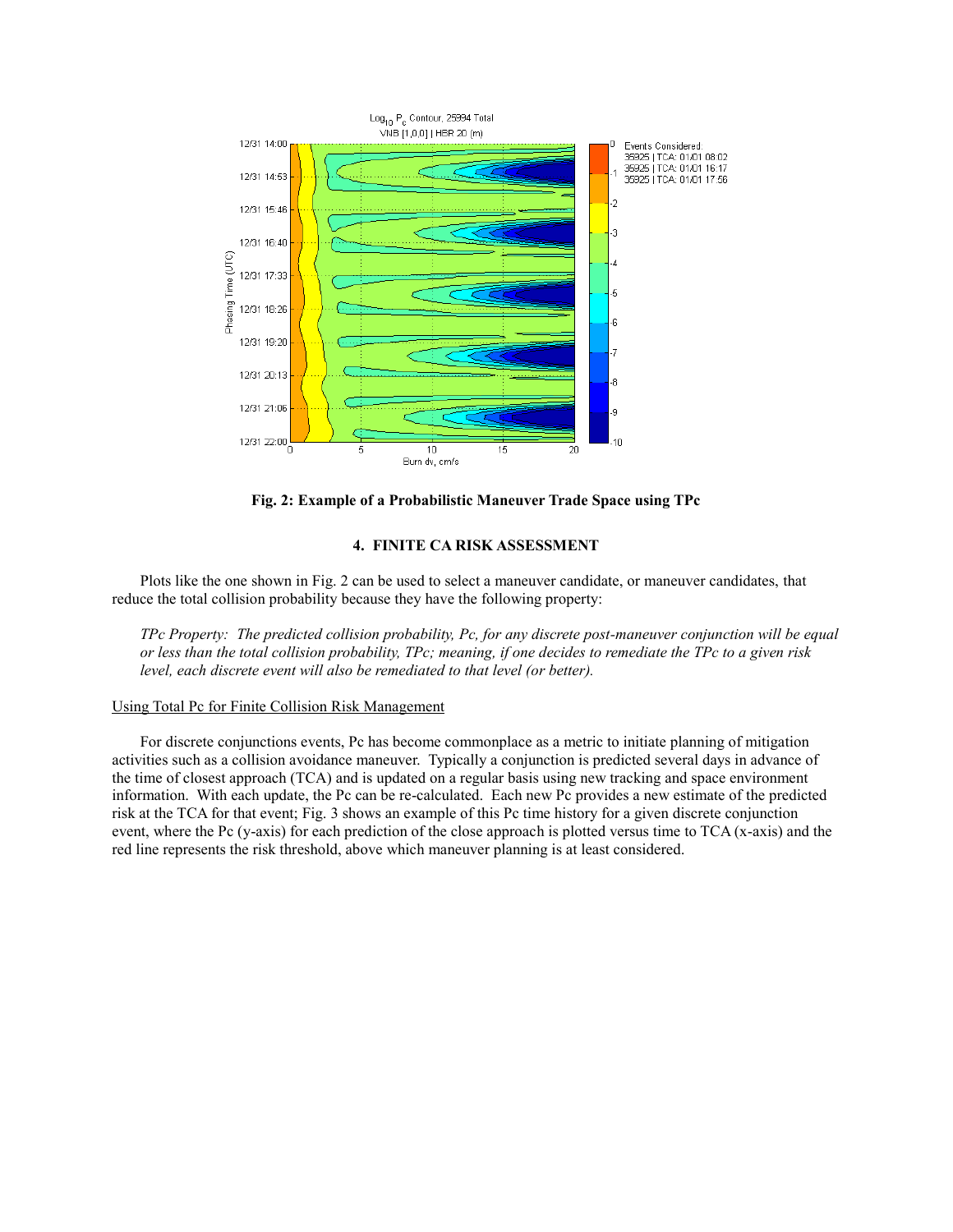**Fig. 2: Example of a Probabilistic Maneuver Trade Space using TPc**

## 4. FINITE CA RISK ASSESSMENT

Plots like the one shown in Fig. 2 can be used to select a maneuver candidate, or maneuver candidates, that reduce the total collision probability because they have the following property:

*TPc Property: The predicted collision probability, Pc, for any discrete post-maneuver conjunction will be equal or less than the total collision probability, TPc; meaning, if one decides to remediate the TPc to a given risk level, each discrete event will also be remediated to that level (or better).*

### Using Total Pc for Finite Collision Risk Management

For discrete conjunctions events, Pc has become commonplace as a metric to initiate planning of mitigation activities such as a collision avoidance maneuver. Typically a conjunction is predicted several days in advance of the time of closest approach (TCA) and is updated on a regular basis using new tracking and space environment information. With each update, the Pc can be re-calculated. Each new Pc provides a new estimate of the predicted risk at the TCA for that event; Fig. 3 shows an example of this Pc time history for a given discrete conjunction event, where the Pc (y-axis) for each prediction of the close approach is plotted versus time to TCA (x-axis) and the red line represents the risk threshold, above which maneuver planning is at least considered.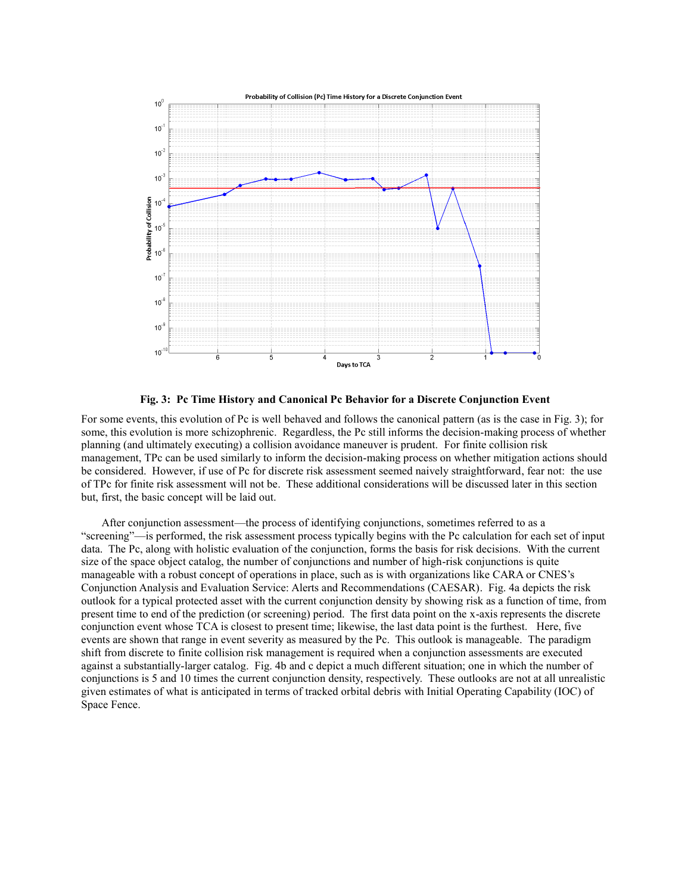**Fig. 3: Pc Time History and Canonical Pc Behavior for a Discrete Conjunction Event**

For some events, this evolution of Pc is well behaved and follows the canonical pattern (as is the case in Fig. 3); for some, this evolution is more schizophrenic. Regardless, the Pc still informs the decision-making process of whether planning (and ultimately executing) a collision avoidance maneuver is prudent. For finite collision risk management, TPc can be used similarly to inform the decision-making process on whether mitigation actions should be considered. However, if use of Pc for discrete risk assessment seemed naively straightforward, fear not: the use of TPc for finite risk assessment will not be. These additional considerations will be discussed later in this section but, first, the basic concept will be laid out.

After conjunction assessment—the process of identifying conjunctions, sometimes referred to as a "screening"—is performed, the risk assessment process typically begins with the Pc calculation for each set of input data. The Pc, along with holistic evaluation of the conjunction, forms the basis for risk decisions. With the current size of the space object catalog, the number of conjunctions and number of high-risk conjunctions is quite manageable with a robust concept of operations in place, such as is with organizations like CARA or CNES's Conjunction Analysis and Evaluation Service: Alerts and Recommendations (CAESAR). Fig. 4a depicts the risk outlook for a typical protected asset with the current conjunction density by showing risk as a function of time, from present time to end of the prediction (or screening) period. The first data point on the x-axis represents the discrete conjunction event whose TCA is closest to present time; likewise, the last data point is the furthest. Here, five events are shown that range in event severity as measured by the Pc. This outlook is manageable. The paradigm shift from discrete to finite collision risk management is required when a conjunction assessments are executed against a substantially-larger catalog. Fig. 4b and c depict a much different situation; one in which the number of conjunctions is 5 and 10 times the current conjunction density, respectively. These outlooks are not at all unrealistic given estimates of what is anticipated in terms of tracked orbital debris with Initial Operating Capability (IOC) of Space Fence.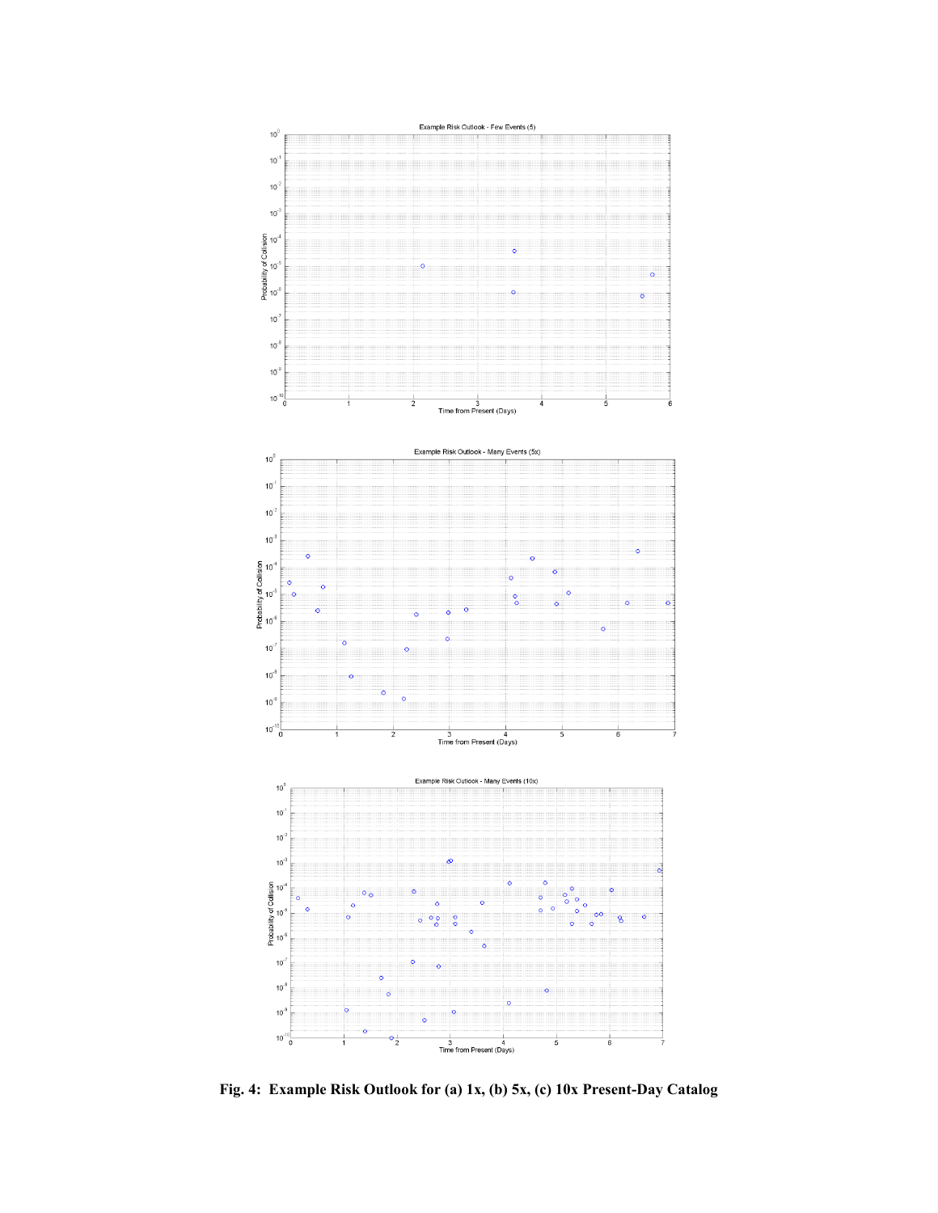**Fig. 4: Example Risk Outlook for (a) 1x, (b) 5x, (c) 10x Present-Day Catalog**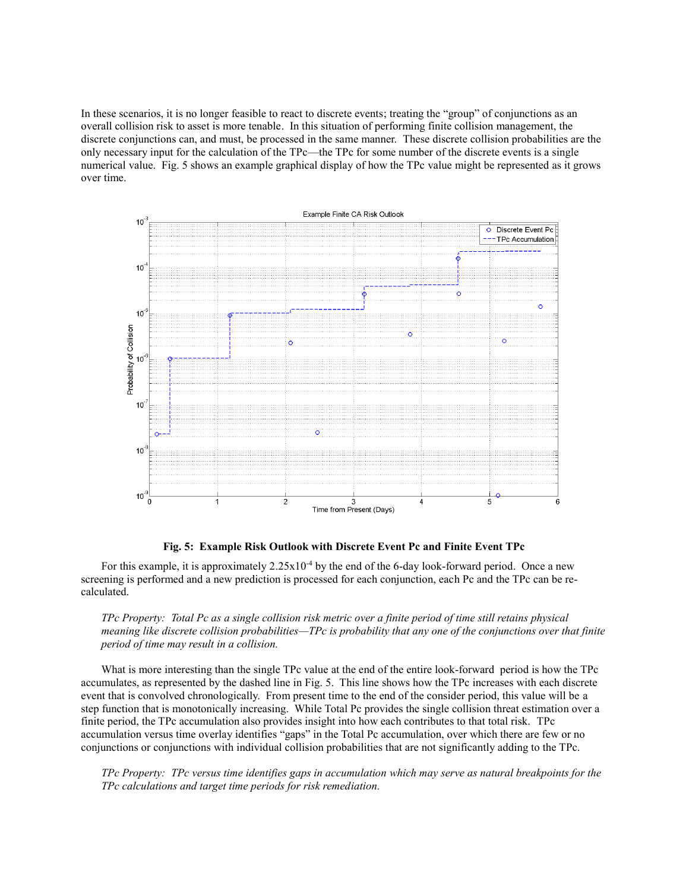In these scenarios, it is no longer feasible to react to discrete events; treating the "group" of conjunctions as an overall collision risk to asset is more tenable. In this situation of performing finite collision management, the discrete conjunctions can, and must, be processed in the same manner. These discrete collision probabilities are the only necessary input for the calculation of the TPc—the TPc for some number of the discrete events is a single numerical value. Fig. 5 shows an example graphical display of how the TPc value might be represented as it grows over time.

**Fig. 5: Example Risk Outlook with Discrete Event Pc and Finite Event TPc**

For this example, it is approximately $2.25\text{x}10^{-4}$ by the end of the 6-day look-forward period. Once a new screening is performed and a new prediction is processed for each conjunction, each Pc and the TPc can be re-calculated.

> *TPc Property: Total Pc as a single collision risk metric over a finite period of time still retains physical meaning like discrete collision probabilities—TPc is probability that any one of the conjunctions over that finite period of time may result in a collision.*

What is more interesting than the single TPc value at the end of the entire look-forward period is how the TPc accumulates, as represented by the dashed line in Fig. 5. This line shows how the TPc increases with each discrete event that is convolved chronologically. From present time to the end of the consider period, this value will be a step function that is monotonically increasing. While Total Pc provides the single collision threat estimation over a finite period, the TPc accumulation also provides insight into how each contributes to that total risk. TPc accumulation versus time overlay identifies "gaps" in the Total Pc accumulation, over which there are few or no conjunctions or conjunctions with individual collision probabilities that are not significantly adding to the TPc.

> *TPc Property: TPc versus time identifies gaps in accumulation which may serve as natural breakpoints for the TPc calculations and target time periods for risk remediation.*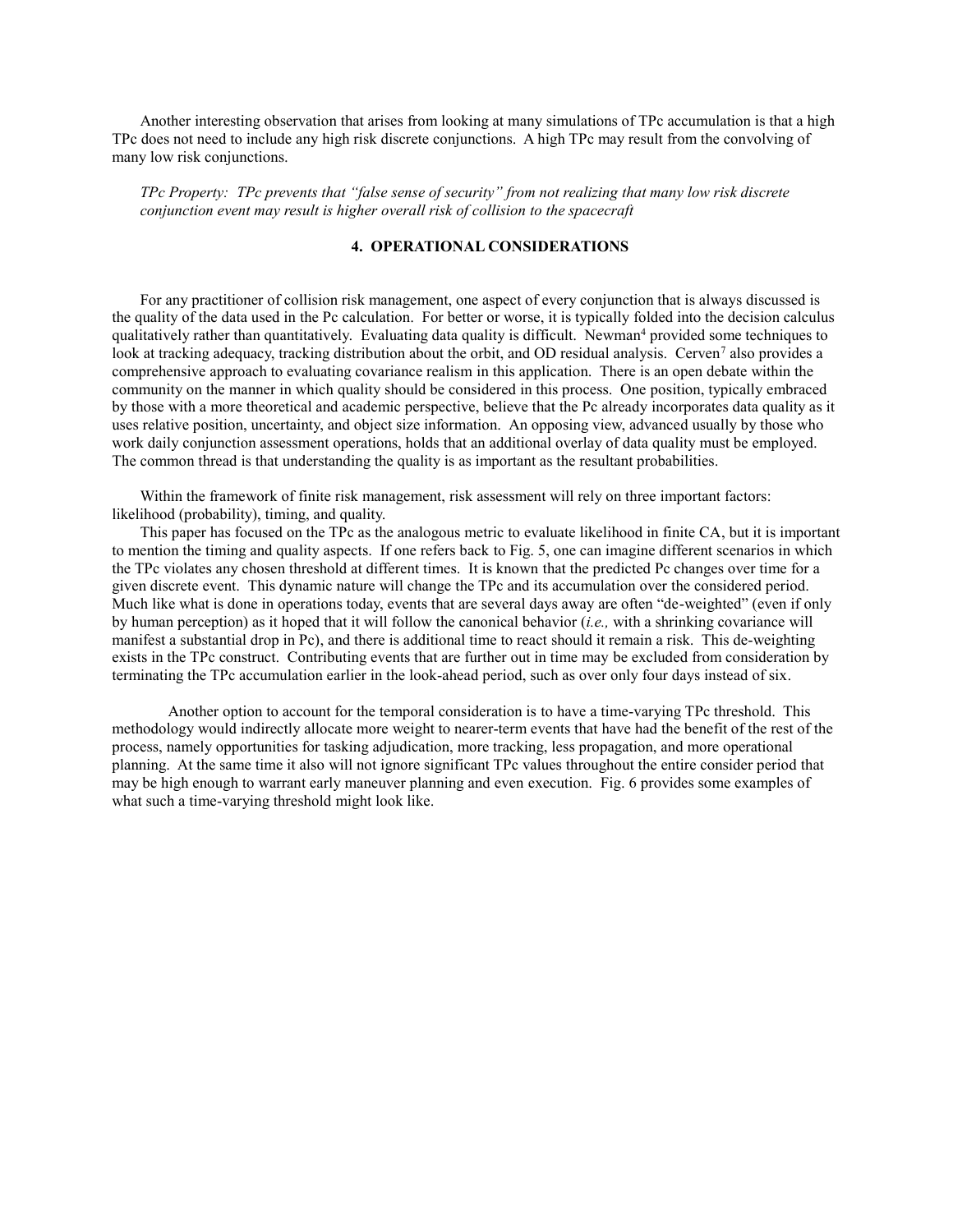Another interesting observation that arises from looking at many simulations of TPc accumulation is that a high TPc does not need to include any high risk discrete conjunctions. A high TPc may result from the convolving of many low risk conjunctions.

*TPc Property: TPc prevents that "false sense of security" from not realizing that many low risk discrete conjunction event may result is higher overall risk of collision to the spacecraft*

## 4. OPERATIONAL CONSIDERATIONS

For any practitioner of collision risk management, one aspect of every conjunction that is always discussed is the quality of the data used in the Pc calculation. For better or worse, it is typically folded into the decision calculus qualitatively rather than quantitatively. Evaluating data quality is difficult. Newman[4] provided some techniques to look at tracking adequacy, tracking distribution about the orbit, and OD residual analysis. Cerven[7] also provides a comprehensive approach to evaluating covariance realism in this application. There is an open debate within the community on the manner in which quality should be considered in this process. One position, typically embraced by those with a more theoretical and academic perspective, believe that the Pc already incorporates data quality as it uses relative position, uncertainty, and object size information. An opposing view, advanced usually by those who work daily conjunction assessment operations, holds that an additional overlay of data quality must be employed. The common thread is that understanding the quality is as important as the resultant probabilities.

Within the framework of finite risk management, risk assessment will rely on three important factors: likelihood (probability), timing, and quality.

This paper has focused on the TPc as the analogous metric to evaluate likelihood in finite CA, but it is important to mention the timing and quality aspects. If one refers back to Fig. 5, one can imagine different scenarios in which the TPc violates any chosen threshold at different times. It is known that the predicted Pc changes over time for a given discrete event. This dynamic nature will change the TPc and its accumulation over the considered period. Much like what is done in operations today, events that are several days away are often "de-weighted" (even if only by human perception) as it hoped that it will follow the canonical behavior (*i.e.,* with a shrinking covariance will manifest a substantial drop in Pc), and there is additional time to react should it remain a risk. This de-weighting exists in the TPc construct. Contributing events that are further out in time may be excluded from consideration by terminating the TPc accumulation earlier in the look-ahead period, such as over only four days instead of six.

Another option to account for the temporal consideration is to have a time-varying TPc threshold. This methodology would indirectly allocate more weight to nearer-term events that have had the benefit of the rest of the process, namely opportunities for tasking adjudication, more tracking, less propagation, and more operational planning. At the same time it also will not ignore significant TPc values throughout the entire consider period that may be high enough to warrant early maneuver planning and even execution. Fig. 6 provides some examples of what such a time-varying threshold might look like.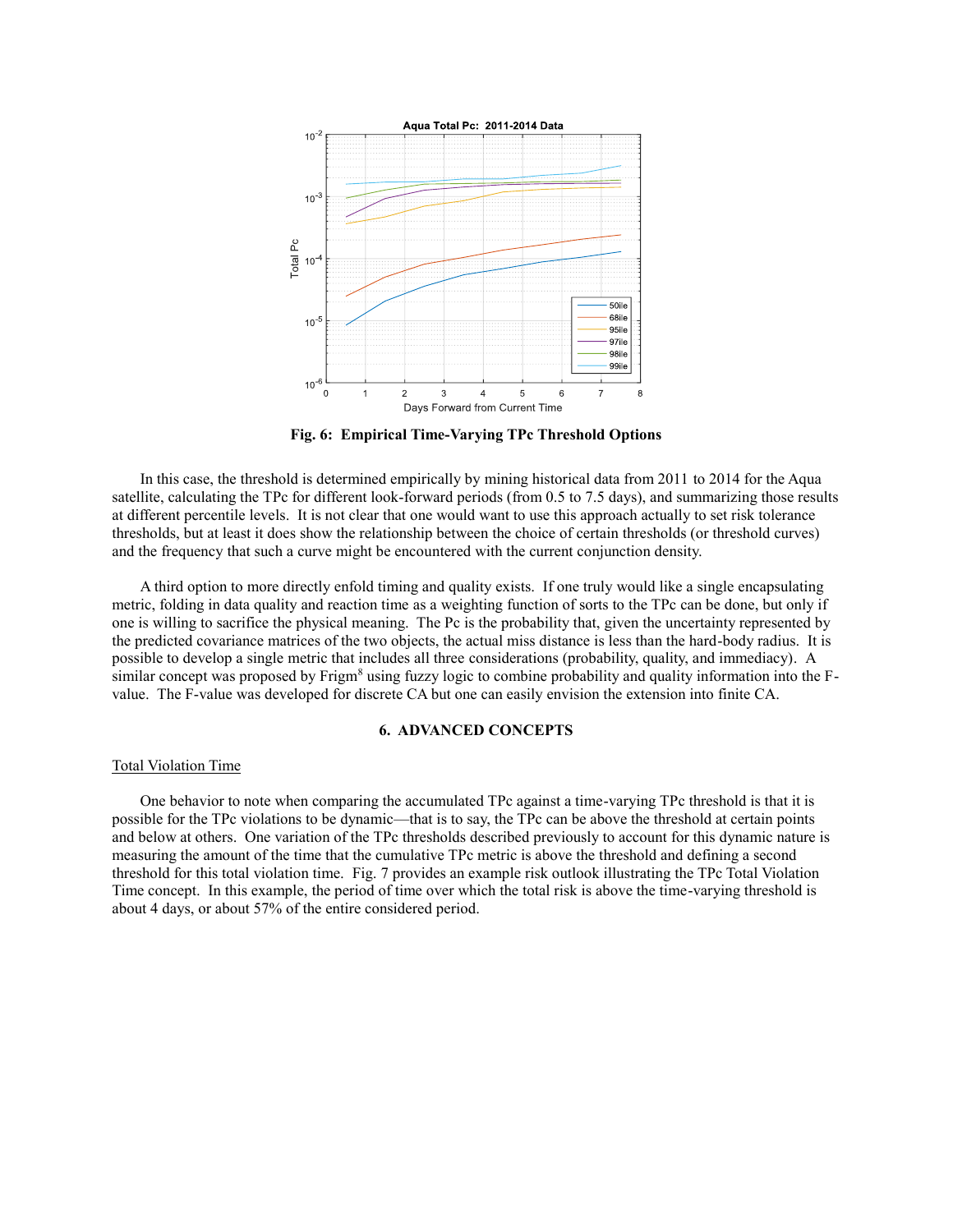**Fig. 6: Empirical Time-Varying TPc Threshold Options**

In this case, the threshold is determined empirically by mining historical data from 2011 to 2014 for the Aqua satellite, calculating the TPc for different look-forward periods (from 0.5 to 7.5 days), and summarizing those results at different percentile levels. It is not clear that one would want to use this approach actually to set risk tolerance thresholds, but at least it does show the relationship between the choice of certain thresholds (or threshold curves) and the frequency that such a curve might be encountered with the current conjunction density.

A third option to more directly enfold timing and quality exists. If one truly would like a single encapsulating metric, folding in data quality and reaction time as a weighting function of sorts to the TPc can be done, but only if one is willing to sacrifice the physical meaning. The Pc is the probability that, given the uncertainty represented by the predicted covariance matrices of the two objects, the actual miss distance is less than the hard-body radius. It is possible to develop a single metric that includes all three considerations (probability, quality, and immediacy). A similar concept was proposed by Frigm[8] using fuzzy logic to combine probability and quality information into the F-value. The F-value was developed for discrete CA but one can easily envision the extension into finite CA.

## 6. ADVANCED CONCEPTS

Total Violation Time

One behavior to note when comparing the accumulated TPc against a time-varying TPc threshold is that it is possible for the TPc violations to be dynamic—that is to say, the TPc can be above the threshold at certain points and below at others. One variation of the TPc thresholds described previously to account for this dynamic nature is measuring the amount of the time that the cumulative TPc metric is above the threshold and defining a second threshold for this total violation time. Fig. 7 provides an example risk outlook illustrating the TPc Total Violation Time concept. In this example, the period of time over which the total risk is above the time-varying threshold is about 4 days, or about 57% of the entire considered period.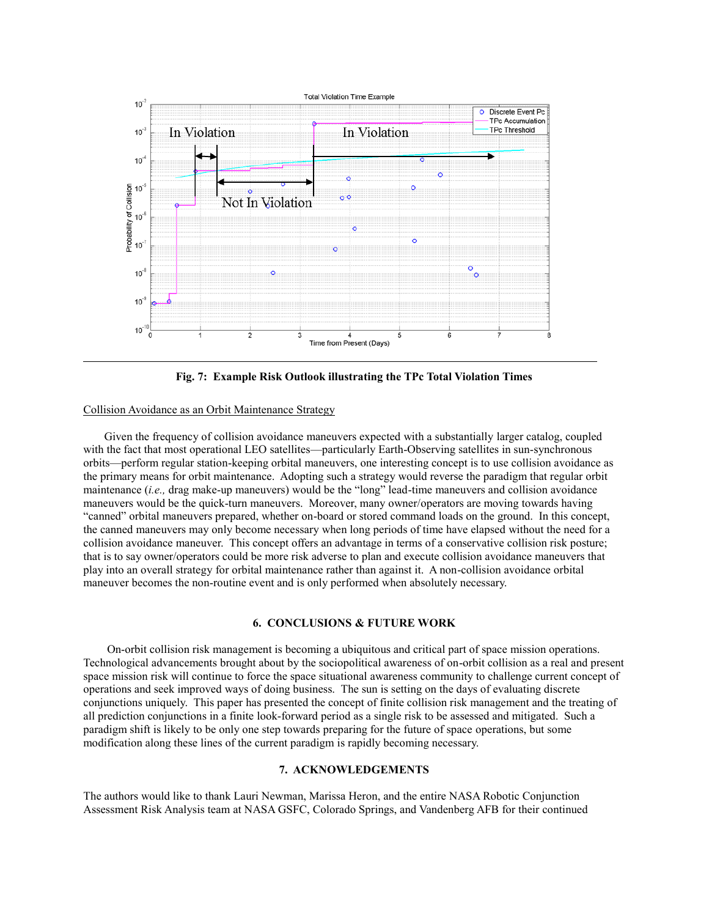**Fig. 7: Example Risk Outlook illustrating the TPc Total Violation Times**

<u>Collision Avoidance as an Orbit Maintenance Strategy</u>

Given the frequency of collision avoidance maneuvers expected with a substantially larger catalog, coupled with the fact that most operational LEO satellites—particularly Earth-Observing satellites in sun-synchronous orbits—perform regular station-keeping orbital maneuvers, one interesting concept is to use collision avoidance as the primary means for orbit maintenance. Adopting such a strategy would reverse the paradigm that regular orbit maintenance (*i.e.,* drag make-up maneuvers) would be the "long" lead-time maneuvers and collision avoidance maneuvers would be the quick-turn maneuvers. Moreover, many owner/operators are moving towards having "canned" orbital maneuvers prepared, whether on-board or stored command loads on the ground. In this concept, the canned maneuvers may only become necessary when long periods of time have elapsed without the need for a collision avoidance maneuver. This concept offers an advantage in terms of a conservative collision risk posture; that is to say owner/operators could be more risk adverse to plan and execute collision avoidance maneuvers that play into an overall strategy for orbital maintenance rather than against it. A non-collision avoidance orbital maneuver becomes the non-routine event and is only performed when absolutely necessary.

## 6. CONCLUSIONS & FUTURE WORK

On-orbit collision risk management is becoming a ubiquitous and critical part of space mission operations. Technological advancements brought about by the sociopolitical awareness of on-orbit collision as a real and present space mission risk will continue to force the space situational awareness community to challenge current concept of operations and seek improved ways of doing business. The sun is setting on the days of evaluating discrete conjunctions uniquely. This paper has presented the concept of finite collision risk management and the treating of all prediction conjunctions in a finite look-forward period as a single risk to be assessed and mitigated. Such a paradigm shift is likely to be only one step towards preparing for the future of space operations, but some modification along these lines of the current paradigm is rapidly becoming necessary.

## 7. ACKNOWLEDGEMENTS

The authors would like to thank Lauri Newman, Marissa Heron, and the entire NASA Robotic Conjunction Assessment Risk Analysis team at NASA GSFC, Colorado Springs, and Vandenberg AFB for their continued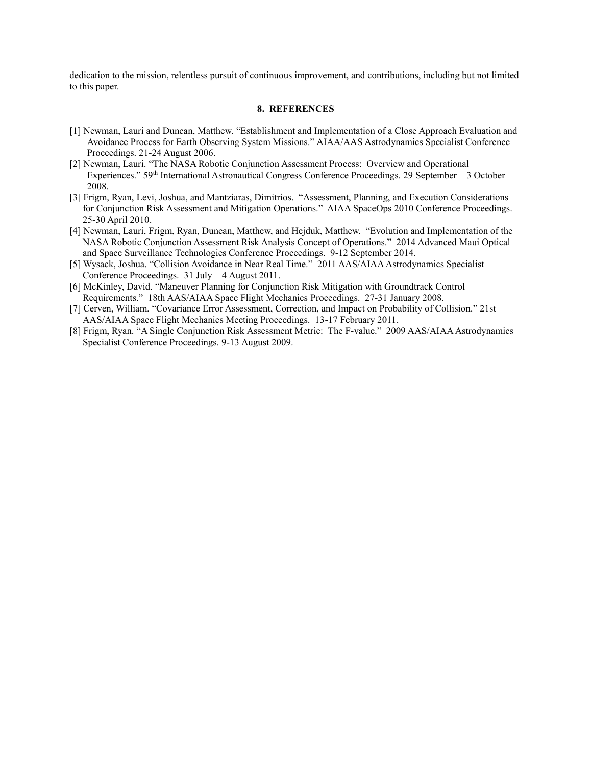dedication to the mission, relentless pursuit of continuous improvement, and contributions, including but not limited to this paper.

## 8. REFERENCES

[1] Newman, Lauri and Duncan, Matthew. "Establishment and Implementation of a Close Approach Evaluation and Avoidance Process for Earth Observing System Missions." AIAA/AAS Astrodynamics Specialist Conference Proceedings. 21-24 August 2006.

[2] Newman, Lauri. "The NASA Robotic Conjunction Assessment Process: Overview and Operational Experiences." 59th International Astronautical Congress Conference Proceedings. 29 September – 3 October 2008.

[3] Frigm, Ryan, Levi, Joshua, and Mantziaras, Dimitrios. "Assessment, Planning, and Execution Considerations for Conjunction Risk Assessment and Mitigation Operations." AIAA SpaceOps 2010 Conference Proceedings. 25-30 April 2010.

[4] Newman, Lauri, Frigm, Ryan, Duncan, Matthew, and Hejduk, Matthew. "Evolution and Implementation of the NASA Robotic Conjunction Assessment Risk Analysis Concept of Operations." 2014 Advanced Maui Optical and Space Surveillance Technologies Conference Proceedings. 9-12 September 2014.

[5] Wysack, Joshua. "Collision Avoidance in Near Real Time." 2011 AAS/AIAA Astrodynamics Specialist Conference Proceedings. 31 July – 4 August 2011.

[6] McKinley, David. "Maneuver Planning for Conjunction Risk Mitigation with Groundtrack Control Requirements." 18th AAS/AIAA Space Flight Mechanics Proceedings. 27-31 January 2008.

[7] Cerven, William. "Covariance Error Assessment, Correction, and Impact on Probability of Collision." 21st AAS/AIAA Space Flight Mechanics Meeting Proceedings. 13-17 February 2011.

[8] Frigm, Ryan. "A Single Conjunction Risk Assessment Metric: The F-value." 2009 AAS/AIAA Astrodynamics Specialist Conference Proceedings. 9-13 August 2009.